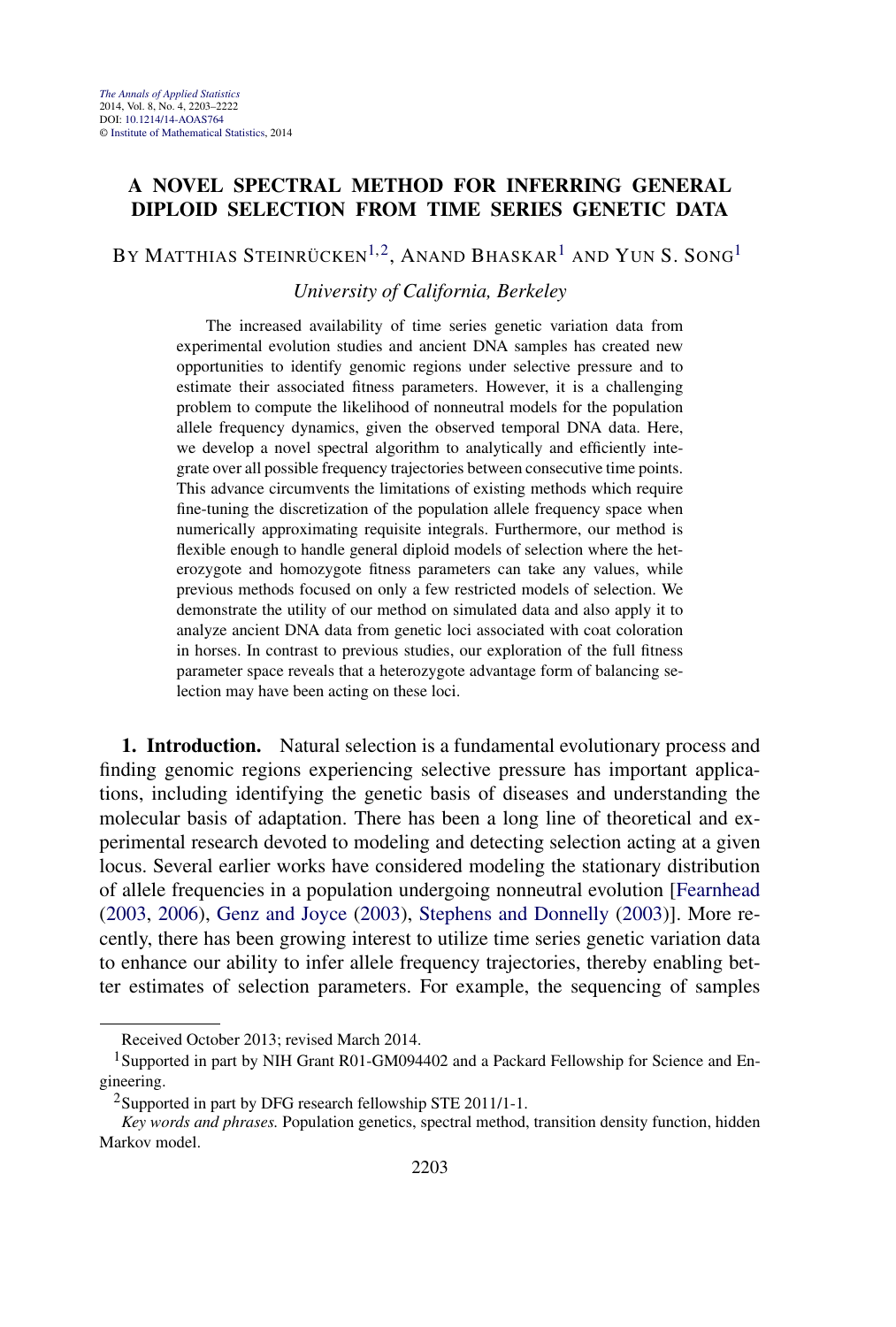# A NOVEL SPECTRAL METHOD FOR INFERRING GENERAL DIPLOID SELECTION FROM TIME SERIES GENETIC DATA

By Matthias Steinrücken[1,2], Anand Bhaskar[1] and Yun S. Song[1]

*University of California, Berkeley*

The increased availability of time series genetic variation data from experimental evolution studies and ancient DNA samples has created new opportunities to identify genomic regions under selective pressure and to estimate their associated fitness parameters. However, it is a challenging problem to compute the likelihood of nonneutral models for the population allele frequency dynamics, given the observed temporal DNA data. Here, we develop a novel spectral algorithm to analytically and efficiently integrate over all possible frequency trajectories between consecutive time points. This advance circumvents the limitations of existing methods which require fine-tuning the discretization of the population allele frequency space when numerically approximating requisite integrals. Furthermore, our method is flexible enough to handle general diploid models of selection where the heterozygote and homozygote fitness parameters can take any values, while previous methods focused on only a few restricted models of selection. We demonstrate the utility of our method on simulated data and also apply it to analyze ancient DNA data from genetic loci associated with coat coloration in horses. In contrast to previous studies, our exploration of the full fitness parameter space reveals that a heterozygote advantage form of balancing selection may have been acting on these loci.

**1. Introduction.** Natural selection is a fundamental evolutionary process and finding genomic regions experiencing selective pressure has important applications, including identifying the genetic basis of diseases and understanding the molecular basis of adaptation. There has been a long line of theoretical and experimental research devoted to modeling and detecting selection acting at a given locus. Several earlier works have considered modeling the stationary distribution of allele frequencies in a population undergoing nonneutral evolution [Fearnhead (2003, 2006), Genz and Joyce (2003), Stephens and Donnelly (2003)]. More recently, there has been growing interest to utilize time series genetic variation data to enhance our ability to infer allele frequency trajectories, thereby enabling better estimates of selection parameters. For example, the sequencing of samples

Received October 2013; revised March 2014.

[1]Supported in part by NIH Grant R01-GM094402 and a Packard Fellowship for Science and Engineering.

[2]Supported in part by DFG research fellowship STE 2011/1-1.

*Key words and phrases.* Population genetics, spectral method, transition density function, hidden Markov model.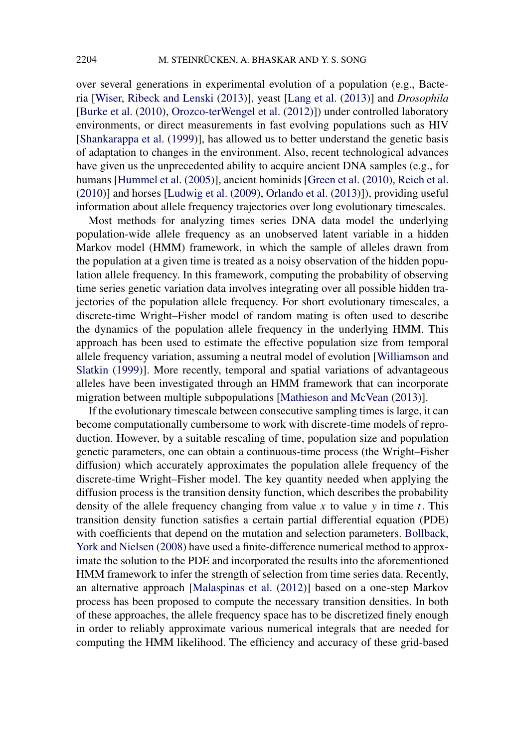over several generations in experimental evolution of a population (e.g., Bacteria [Wiser, Ribeck and Lenski (2013)], yeast [Lang et al. (2013)] and *Drosophila* [Burke et al. (2010), Orozco-terWengel et al. (2012)]) under controlled laboratory environments, or direct measurements in fast evolving populations such as HIV [Shankarappa et al. (1999)], has allowed us to better understand the genetic basis of adaptation to changes in the environment. Also, recent technological advances have given us the unprecedented ability to acquire ancient DNA samples (e.g., for humans [Hummel et al. (2005)], ancient hominids [Green et al. (2010), Reich et al. (2010)] and horses [Ludwig et al. (2009), Orlando et al. (2013)]), providing useful information about allele frequency trajectories over long evolutionary timescales.

Most methods for analyzing times series DNA data model the underlying population-wide allele frequency as an unobserved latent variable in a hidden Markov model (HMM) framework, in which the sample of alleles drawn from the population at a given time is treated as a noisy observation of the hidden population allele frequency. In this framework, computing the probability of observing time series genetic variation data involves integrating over all possible hidden trajectories of the population allele frequency. For short evolutionary timescales, a discrete-time Wright–Fisher model of random mating is often used to describe the dynamics of the population allele frequency in the underlying HMM. This approach has been used to estimate the effective population size from temporal allele frequency variation, assuming a neutral model of evolution [Williamson and Slatkin (1999)]. More recently, temporal and spatial variations of advantageous alleles have been investigated through an HMM framework that can incorporate migration between multiple subpopulations [Mathieson and McVean (2013)].

If the evolutionary timescale between consecutive sampling times is large, it can become computationally cumbersome to work with discrete-time models of reproduction. However, by a suitable rescaling of time, population size and population genetic parameters, one can obtain a continuous-time process (the Wright–Fisher diffusion) which accurately approximates the population allele frequency of the discrete-time Wright–Fisher model. The key quantity needed when applying the diffusion process is the transition density function, which describes the probability density of the allele frequency changing from value $x$ to value $y$ in time $t$. This transition density function satisfies a certain partial differential equation (PDE) with coefficients that depend on the mutation and selection parameters. Bollback, York and Nielsen (2008) have used a finite-difference numerical method to approximate the solution to the PDE and incorporated the results into the aforementioned HMM framework to infer the strength of selection from time series data. Recently, an alternative approach [Malaspinas et al. (2012)] based on a one-step Markov process has been proposed to compute the necessary transition densities. In both of these approaches, the allele frequency space has to be discretized finely enough in order to reliably approximate various numerical integrals that are needed for computing the HMM likelihood. The efficiency and accuracy of these grid-based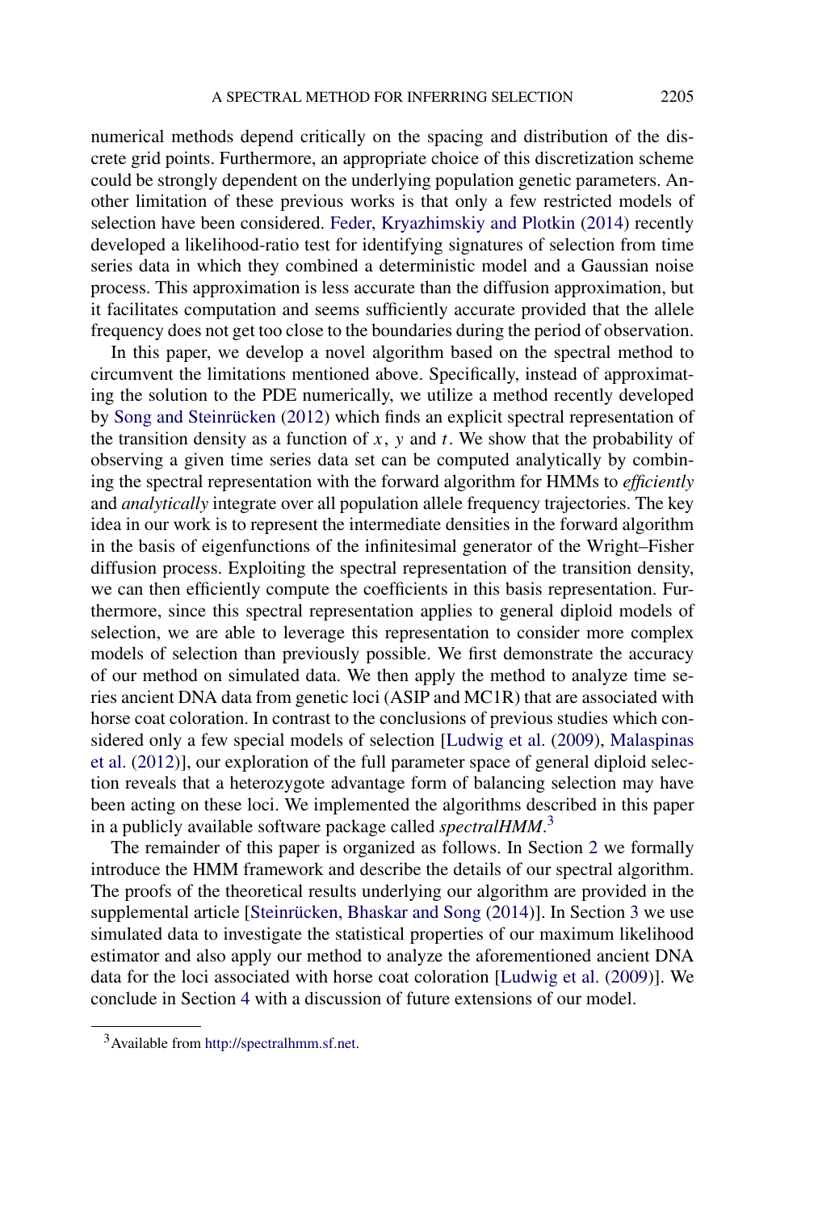numerical methods depend critically on the spacing and distribution of the discrete grid points. Furthermore, an appropriate choice of this discretization scheme could be strongly dependent on the underlying population genetic parameters. Another limitation of these previous works is that only a few restricted models of selection have been considered. Feder, Kryazhimskiy and Plotkin (2014) recently developed a likelihood-ratio test for identifying signatures of selection from time series data in which they combined a deterministic model and a Gaussian noise process. This approximation is less accurate than the diffusion approximation, but it facilitates computation and seems sufficiently accurate provided that the allele frequency does not get too close to the boundaries during the period of observation.

In this paper, we develop a novel algorithm based on the spectral method to circumvent the limitations mentioned above. Specifically, instead of approximating the solution to the PDE numerically, we utilize a method recently developed by Song and Steinrücken (2012) which finds an explicit spectral representation of the transition density as a function of $x$, $y$ and $t$. We show that the probability of observing a given time series data set can be computed analytically by combining the spectral representation with the forward algorithm for HMMs to *efficiently* and *analytically* integrate over all population allele frequency trajectories. The key idea in our work is to represent the intermediate densities in the forward algorithm in the basis of eigenfunctions of the infinitesimal generator of the Wright–Fisher diffusion process. Exploiting the spectral representation of the transition density, we can then efficiently compute the coefficients in this basis representation. Furthermore, since this spectral representation applies to general diploid models of selection, we are able to leverage this representation to consider more complex models of selection than previously possible. We first demonstrate the accuracy of our method on simulated data. We then apply the method to analyze time series ancient DNA data from genetic loci (ASIP and MC1R) that are associated with horse coat coloration. In contrast to the conclusions of previous studies which considered only a few special models of selection [Ludwig et al. (2009), Malaspinas et al. (2012)], our exploration of the full parameter space of general diploid selection reveals that a heterozygote advantage form of balancing selection may have been acting on these loci. We implemented the algorithms described in this paper in a publicly available software package called *spectralHMM*.[3]

The remainder of this paper is organized as follows. In Section 2 we formally introduce the HMM framework and describe the details of our spectral algorithm. The proofs of the theoretical results underlying our algorithm are provided in the supplemental article [Steinrücken, Bhaskar and Song (2014)]. In Section 3 we use simulated data to investigate the statistical properties of our maximum likelihood estimator and also apply our method to analyze the aforementioned ancient DNA data for the loci associated with horse coat coloration [Ludwig et al. (2009)]. We conclude in Section 4 with a discussion of future extensions of our model.

[3] Available from http://spectralhmm.sf.net.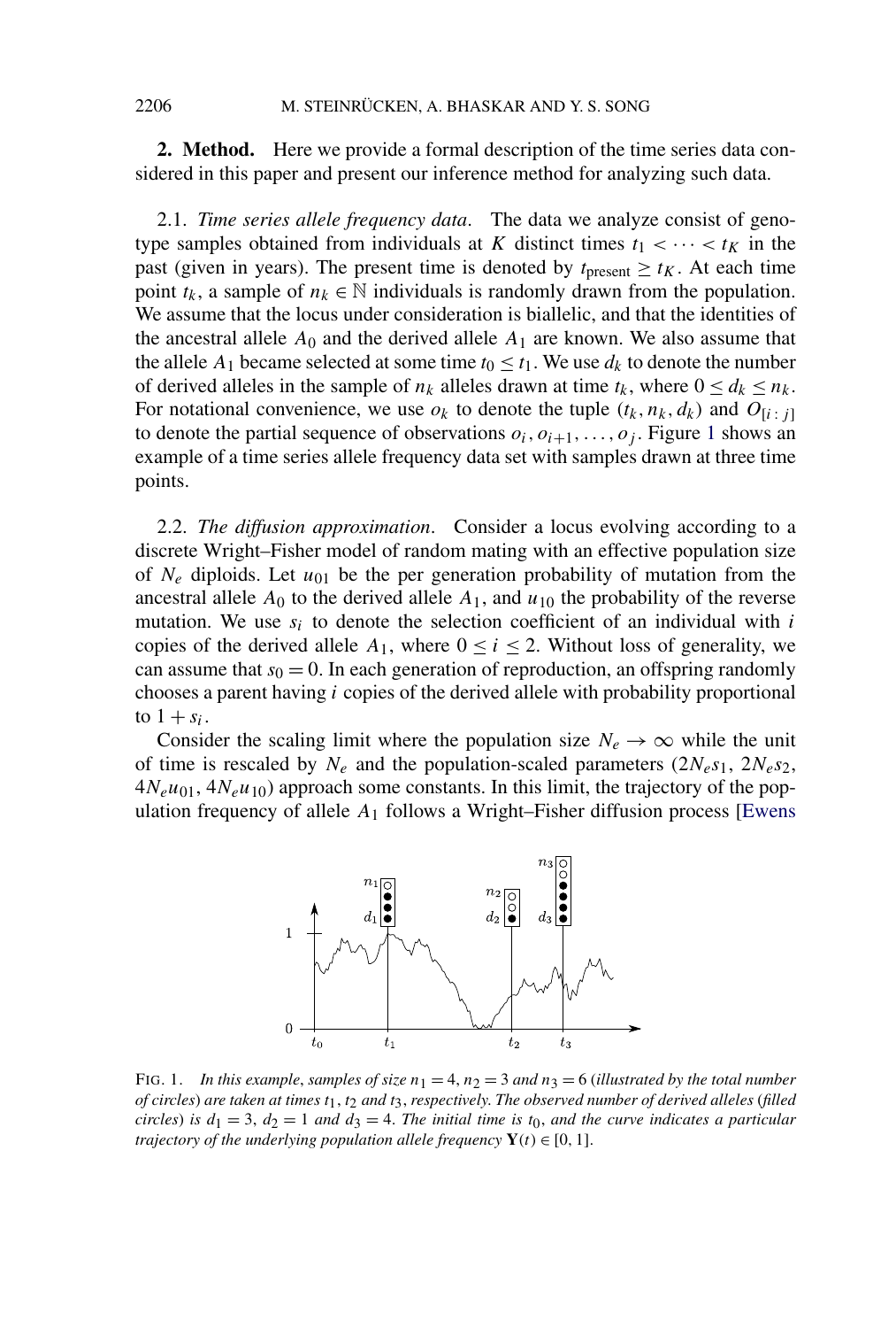**2. Method.** Here we provide a formal description of the time series data considered in this paper and present our inference method for analyzing such data.

2.1. *Time series allele frequency data*. The data we analyze consist of genotype samples obtained from individuals at $K$ distinct times $t_1 < \cdots < t_K$ in the past (given in years). The present time is denoted by $t_{\text{present}} \geq t_K$. At each time point $t_k$, a sample of $n_k \in \mathbb{N}$ individuals is randomly drawn from the population. We assume that the locus under consideration is biallelic, and that the identities of the ancestral allele $A_0$ and the derived allele $A_1$ are known. We also assume that the allele $A_1$ became selected at some time $t_0 \leq t_1$. We use $d_k$ to denote the number of derived alleles in the sample of $n_k$ alleles drawn at time $t_k$, where $0 \leq d_k \leq n_k$. For notational convenience, we use $o_k$ to denote the tuple $(t_k, n_k, d_k)$ and $O_{[i:j]}$ to denote the partial sequence of observations $o_i, o_{i+1}, \ldots, o_j$. Figure 1 shows an example of a time series allele frequency data set with samples drawn at three time points.

2.2. *The diffusion approximation*. Consider a locus evolving according to a discrete Wright–Fisher model of random mating with an effective population size of $N_e$ diploids. Let $u_{01}$ be the per generation probability of mutation from the ancestral allele $A_0$ to the derived allele $A_1$, and $u_{10}$ the probability of the reverse mutation. We use $s_i$ to denote the selection coefficient of an individual with $i$ copies of the derived allele $A_1$, where $0 \leq i \leq 2$. Without loss of generality, we can assume that $s_0 = 0$. In each generation of reproduction, an offspring randomly chooses a parent having $i$ copies of the derived allele with probability proportional to $1 + s_i$.

Consider the scaling limit where the population size $N_e \to \infty$ while the unit of time is rescaled by $N_e$ and the population-scaled parameters ($2N_e s_1$, $2N_e s_2$, $4N_e u_{01}$, $4N_e u_{10}$) approach some constants. In this limit, the trajectory of the population frequency of allele $A_1$ follows a Wright–Fisher diffusion process [Ewens

FIG. 1. *In this example, samples of size $n_1 = 4$, $n_2 = 3$ and $n_3 = 6$ (illustrated by the total number of circles) are taken at times $t_1$, $t_2$ and $t_3$, respectively. The observed number of derived alleles (filled circles) is $d_1 = 3$, $d_2 = 1$ and $d_3 = 4$. The initial time is $t_0$, and the curve indicates a particular trajectory of the underlying population allele frequency $\mathbf{Y}(t) \in [0, 1]$.*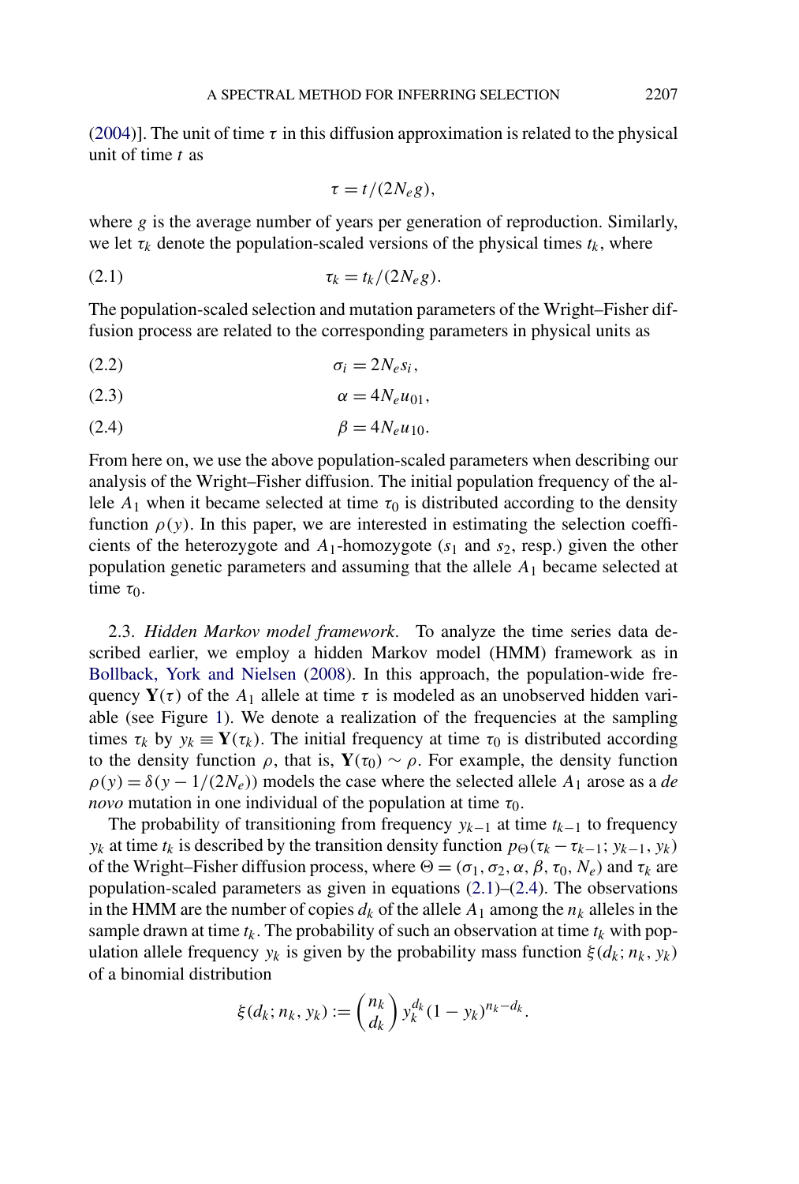(2004)]. The unit of time $\tau$ in this diffusion approximation is related to the physical unit of time $t$ as

$$\tau = t/(2N_e g),$$

where $g$ is the average number of years per generation of reproduction. Similarly, we let $\tau_k$ denote the population-scaled versions of the physical times $t_k$, where

$$\tau_k = t_k/(2N_e g). \tag{2.1}$$

The population-scaled selection and mutation parameters of the Wright–Fisher diffusion process are related to the corresponding parameters in physical units as

$$\sigma_i = 2N_e s_i, \tag{2.2}$$

$$\alpha = 4N_e u_{01}, \tag{2.3}$$

$$\beta = 4N_e u_{10}. \tag{2.4}$$

From here on, we use the above population-scaled parameters when describing our analysis of the Wright–Fisher diffusion. The initial population frequency of the allele $A_1$ when it became selected at time $\tau_0$ is distributed according to the density function $\rho(y)$. In this paper, we are interested in estimating the selection coefficients of the heterozygote and $A_1$-homozygote ($s_1$ and $s_2$, resp.) given the other population genetic parameters and assuming that the allele $A_1$ became selected at time $\tau_0$.

2.3. *Hidden Markov model framework*. To analyze the time series data described earlier, we employ a hidden Markov model (HMM) framework as in Bollback, York and Nielsen (2008). In this approach, the population-wide frequency $\mathbf{Y}(\tau)$ of the $A_1$ allele at time $\tau$ is modeled as an unobserved hidden variable (see Figure 1). We denote a realization of the frequencies at the sampling times $\tau_k$ by $y_k \equiv \mathbf{Y}(\tau_k)$. The initial frequency at time $\tau_0$ is distributed according to the density function $\rho$, that is, $\mathbf{Y}(\tau_0) \sim \rho$. For example, the density function $\rho(y) = \delta(y - 1/(2N_e))$ models the case where the selected allele $A_1$ arose as a *de novo* mutation in one individual of the population at time $\tau_0$.

The probability of transitioning from frequency $y_{k-1}$ at time $t_{k-1}$ to frequency $y_k$ at time $t_k$ is described by the transition density function $p_\Theta(\tau_k - \tau_{k-1}; y_{k-1}, y_k)$ of the Wright–Fisher diffusion process, where $\Theta = (\sigma_1, \sigma_2, \alpha, \beta, \tau_0, N_e)$ and $\tau_k$ are population-scaled parameters as given in equations (2.1)–(2.4). The observations in the HMM are the number of copies $d_k$ of the allele $A_1$ among the $n_k$ alleles in the sample drawn at time $t_k$. The probability of such an observation at time $t_k$ with population allele frequency $y_k$ is given by the probability mass function $\xi(d_k; n_k, y_k)$ of a binomial distribution

$$\xi(d_k; n_k, y_k) := \binom{n_k}{d_k} y_k^{d_k}(1 - y_k)^{n_k - d_k}.$$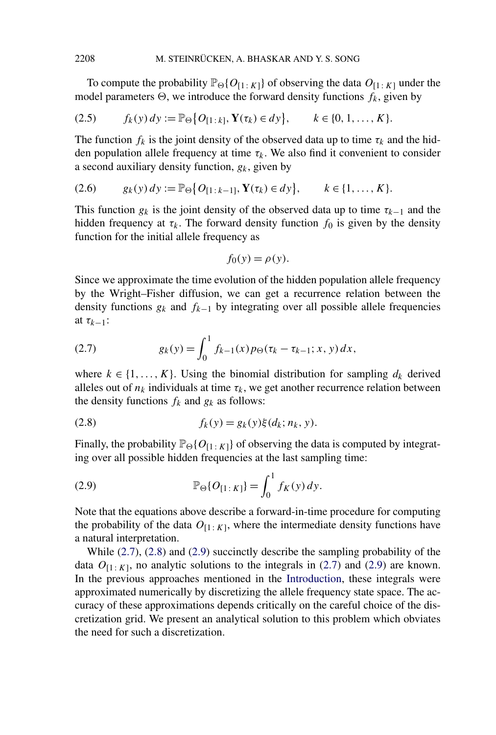To compute the probability $\mathbb{P}_\Theta\{O_{[1:K]}\}$ of observing the data $O_{[1:K]}$ under the model parameters $\Theta$, we introduce the forward density functions $f_k$, given by

$$f_k(y)\,dy := \mathbb{P}_\Theta\{O_{[1:k]}, \mathbf{Y}(\tau_k) \in dy\}, \qquad k \in \{0, 1, \ldots, K\}. \tag{2.5}$$

The function $f_k$ is the joint density of the observed data up to time $\tau_k$ and the hidden population allele frequency at time $\tau_k$. We also find it convenient to consider a second auxiliary density function, $g_k$, given by

$$g_k(y)\,dy := \mathbb{P}_\Theta\{O_{[1:k-1]}, \mathbf{Y}(\tau_k) \in dy\}, \qquad k \in \{1, \ldots, K\}. \tag{2.6}$$

This function $g_k$ is the joint density of the observed data up to time $\tau_{k-1}$ and the hidden frequency at $\tau_k$. The forward density function $f_0$ is given by the density function for the initial allele frequency as

$$f_0(y) = \rho(y).$$

Since we approximate the time evolution of the hidden population allele frequency by the Wright–Fisher diffusion, we can get a recurrence relation between the density functions $g_k$ and $f_{k-1}$ by integrating over all possible allele frequencies at $\tau_{k-1}$:

$$g_k(y) = \int_0^1 f_{k-1}(x) p_\Theta(\tau_k - \tau_{k-1}; x, y)\,dx, \tag{2.7}$$

where $k \in \{1, \ldots, K\}$. Using the binomial distribution for sampling $d_k$ derived alleles out of $n_k$ individuals at time $\tau_k$, we get another recurrence relation between the density functions $f_k$ and $g_k$ as follows:

$$f_k(y) = g_k(y)\xi(d_k; n_k, y). \tag{2.8}$$

Finally, the probability $\mathbb{P}_\Theta\{O_{[1:K]}\}$ of observing the data is computed by integrating over all possible hidden frequencies at the last sampling time:

$$\mathbb{P}_\Theta\{O_{[1:K]}\} = \int_0^1 f_K(y)\,dy. \tag{2.9}$$

Note that the equations above describe a forward-in-time procedure for computing the probability of the data $O_{[1:K]}$, where the intermediate density functions have a natural interpretation.

While (2.7), (2.8) and (2.9) succinctly describe the sampling probability of the data $O_{[1:K]}$, no analytic solutions to the integrals in (2.7) and (2.9) are known. In the previous approaches mentioned in the Introduction, these integrals were approximated numerically by discretizing the allele frequency state space. The accuracy of these approximations depends critically on the careful choice of the discretization grid. We present an analytical solution to this problem which obviates the need for such a discretization.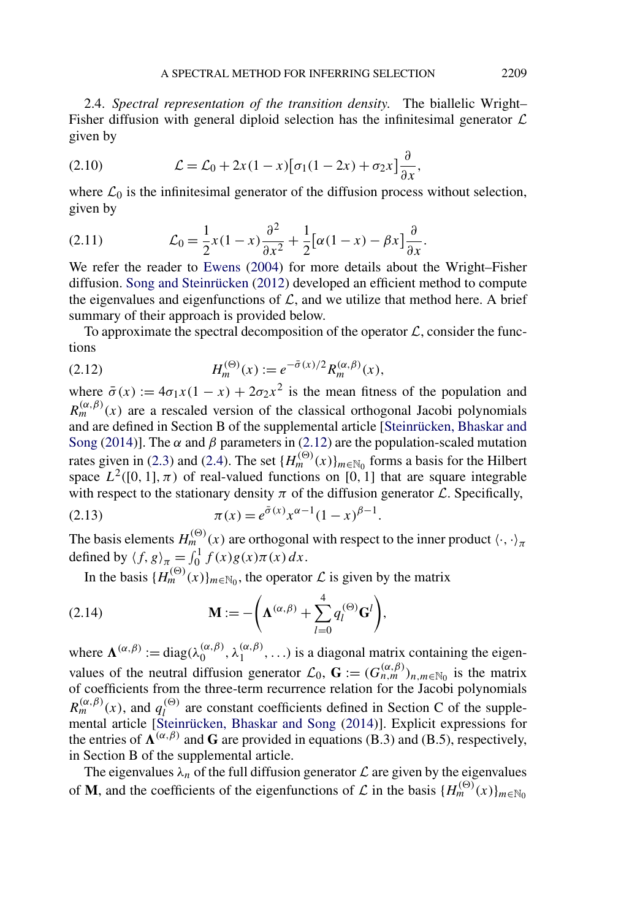2.4. *Spectral representation of the transition density.* The biallelic Wright–Fisher diffusion with general diploid selection has the infinitesimal generator $\mathcal{L}$ given by

$$\mathcal{L} = \mathcal{L}_0 + 2x(1-x)\big[\sigma_1(1-2x) + \sigma_2 x\big]\frac{\partial}{\partial x}, \tag{2.10}$$

where $\mathcal{L}_0$ is the infinitesimal generator of the diffusion process without selection, given by

$$\mathcal{L}_0 = \frac{1}{2}x(1-x)\frac{\partial^2}{\partial x^2} + \frac{1}{2}\big[\alpha(1-x) - \beta x\big]\frac{\partial}{\partial x}. \tag{2.11}$$

We refer the reader to Ewens (2004) for more details about the Wright–Fisher diffusion. Song and Steinrücken (2012) developed an efficient method to compute the eigenvalues and eigenfunctions of $\mathcal{L}$, and we utilize that method here. A brief summary of their approach is provided below.

To approximate the spectral decomposition of the operator $\mathcal{L}$, consider the functions

$$H_m^{(\Theta)}(x) := e^{-\bar{\sigma}(x)/2} R_m^{(\alpha,\beta)}(x), \tag{2.12}$$

where $\bar{\sigma}(x) := 4\sigma_1 x(1-x) + 2\sigma_2 x^2$ is the mean fitness of the population and $R_m^{(\alpha,\beta)}(x)$ are a rescaled version of the classical orthogonal Jacobi polynomials and are defined in Section B of the supplemental article [Steinrücken, Bhaskar and Song (2014)]. The $\alpha$ and $\beta$ parameters in (2.12) are the population-scaled mutation rates given in (2.3) and (2.4). The set $\{H_m^{(\Theta)}(x)\}_{m\in\mathbb{N}_0}$ forms a basis for the Hilbert space $L^2([0,1],\pi)$ of real-valued functions on $[0,1]$ that are square integrable with respect to the stationary density $\pi$ of the diffusion generator $\mathcal{L}$. Specifically,

$$\pi(x) = e^{\bar{\sigma}(x)} x^{\alpha-1}(1-x)^{\beta-1}. \tag{2.13}$$

The basis elements $H_m^{(\Theta)}(x)$ are orthogonal with respect to the inner product $\langle\cdot,\cdot\rangle_\pi$ defined by $\langle f, g\rangle_\pi = \int_0^1 f(x)g(x)\pi(x)\,dx$.

In the basis $\{H_m^{(\Theta)}(x)\}_{m\in\mathbb{N}_0}$, the operator $\mathcal{L}$ is given by the matrix

$$\mathbf{M} := -\left(\mathbf{\Lambda}^{(\alpha,\beta)} + \sum_{l=0}^{4} q_l^{(\Theta)}\mathbf{G}^l\right), \tag{2.14}$$

where $\mathbf{\Lambda}^{(\alpha,\beta)} := \operatorname{diag}(\lambda_0^{(\alpha,\beta)}, \lambda_1^{(\alpha,\beta)}, \ldots)$ is a diagonal matrix containing the eigenvalues of the neutral diffusion generator $\mathcal{L}_0$, $\mathbf{G} := (G_{n,m}^{(\alpha,\beta)})_{n,m\in\mathbb{N}_0}$ is the matrix of coefficients from the three-term recurrence relation for the Jacobi polynomials $R_m^{(\alpha,\beta)}(x)$, and $q_l^{(\Theta)}$ are constant coefficients defined in Section C of the supplemental article [Steinrücken, Bhaskar and Song (2014)]. Explicit expressions for the entries of $\mathbf{\Lambda}^{(\alpha,\beta)}$ and $\mathbf{G}$ are provided in equations (B.3) and (B.5), respectively, in Section B of the supplemental article.

The eigenvalues $\lambda_n$ of the full diffusion generator $\mathcal{L}$ are given by the eigenvalues of $\mathbf{M}$, and the coefficients of the eigenfunctions of $\mathcal{L}$ in the basis $\{H_m^{(\Theta)}(x)\}_{m\in\mathbb{N}_0}$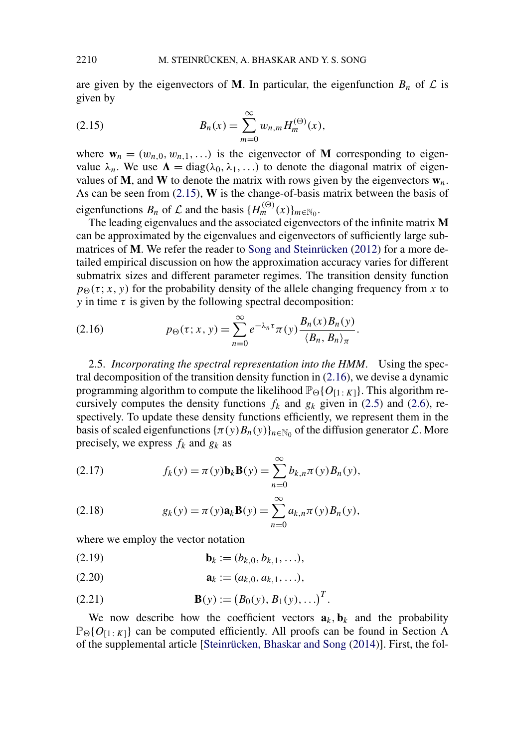are given by the eigenvectors of $\mathbf{M}$. In particular, the eigenfunction $B_n$ of $\mathcal{L}$ is given by

$$B_n(x) = \sum_{m=0}^{\infty} w_{n,m} H_m^{(\Theta)}(x), \tag{2.15}$$

where $\mathbf{w}_n = (w_{n,0}, w_{n,1}, \ldots)$ is the eigenvector of $\mathbf{M}$ corresponding to eigenvalue $\lambda_n$. We use $\boldsymbol{\Lambda} = \mathrm{diag}(\lambda_0, \lambda_1, \ldots)$ to denote the diagonal matrix of eigenvalues of $\mathbf{M}$, and $\mathbf{W}$ to denote the matrix with rows given by the eigenvectors $\mathbf{w}_n$. As can be seen from (2.15), $\mathbf{W}$ is the change-of-basis matrix between the basis of eigenfunctions $B_n$ of $\mathcal{L}$ and the basis $\{H_m^{(\Theta)}(x)\}_{m \in \mathbb{N}_0}$.

The leading eigenvalues and the associated eigenvectors of the infinite matrix $\mathbf{M}$ can be approximated by the eigenvalues and eigenvectors of sufficiently large submatrices of $\mathbf{M}$. We refer the reader to Song and Steinrücken (2012) for a more detailed empirical discussion on how the approximation accuracy varies for different submatrix sizes and different parameter regimes. The transition density function $p_\Theta(\tau; x, y)$ for the probability density of the allele changing frequency from $x$ to $y$ in time $\tau$ is given by the following spectral decomposition:

$$p_\Theta(\tau; x, y) = \sum_{n=0}^{\infty} e^{-\lambda_n \tau} \pi(y) \frac{B_n(x) B_n(y)}{\langle B_n, B_n \rangle_\pi}. \tag{2.16}$$

2.5. *Incorporating the spectral representation into the HMM.* Using the spectral decomposition of the transition density function in (2.16), we devise a dynamic programming algorithm to compute the likelihood $\mathbb{P}_\Theta\{O_{[1:K]}\}$. This algorithm recursively computes the density functions $f_k$ and $g_k$ given in (2.5) and (2.6), respectively. To update these density functions efficiently, we represent them in the basis of scaled eigenfunctions $\{\pi(y) B_n(y)\}_{n \in \mathbb{N}_0}$ of the diffusion generator $\mathcal{L}$. More precisely, we express $f_k$ and $g_k$ as

$$f_k(y) = \pi(y) \mathbf{b}_k \mathbf{B}(y) = \sum_{n=0}^{\infty} b_{k,n} \pi(y) B_n(y), \tag{2.17}$$

$$g_k(y) = \pi(y) \mathbf{a}_k \mathbf{B}(y) = \sum_{n=0}^{\infty} a_{k,n} \pi(y) B_n(y), \tag{2.18}$$

where we employ the vector notation

$$\mathbf{b}_k := (b_{k,0}, b_{k,1}, \ldots), \tag{2.19}$$

$$\mathbf{a}_k := (a_{k,0}, a_{k,1}, \ldots), \tag{2.20}$$

$$\mathbf{B}(y) := \big(B_0(y), B_1(y), \ldots\big)^T. \tag{2.21}$$

We now describe how the coefficient vectors $\mathbf{a}_k, \mathbf{b}_k$ and the probability $\mathbb{P}_\Theta\{O_{[1:K]}\}$ can be computed efficiently. All proofs can be found in Section A of the supplemental article [Steinrücken, Bhaskar and Song (2014)]. First, the fol-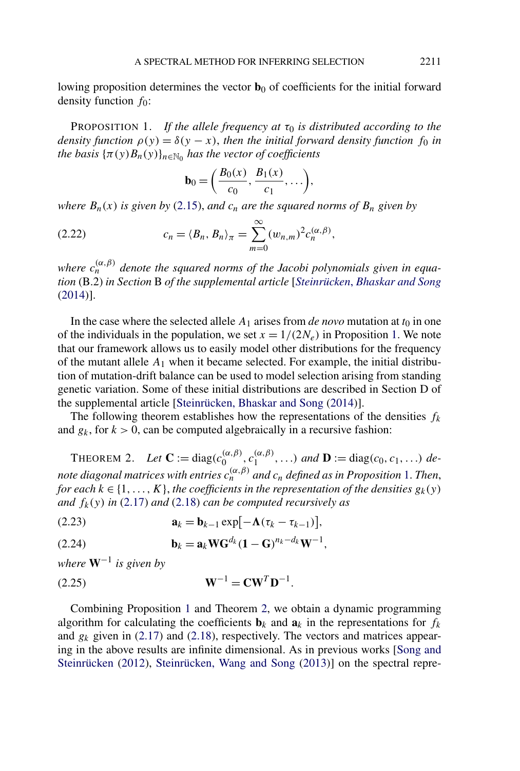lowing proposition determines the vector $\mathbf{b}_0$ of coefficients for the initial forward density function $f_0$:

PROPOSITION 1. *If the allele frequency at $\tau_0$ is distributed according to the density function $\rho(y) = \delta(y - x)$, then the initial forward density function $f_0$ in the basis $\{\pi(y)B_n(y)\}_{n \in \mathbb{N}_0}$ has the vector of coefficients*

$$\mathbf{b}_0 = \left( \frac{B_0(x)}{c_0}, \frac{B_1(x)}{c_1}, \dots \right),$$

*where $B_n(x)$ is given by* (2.15), *and $c_n$ are the squared norms of $B_n$ given by*

$$c_n = \langle B_n, B_n \rangle_\pi = \sum_{m=0}^{\infty} (w_{n,m})^2 c_n^{(\alpha,\beta)}, \tag{2.22}$$

*where $c_n^{(\alpha,\beta)}$ denote the squared norms of the Jacobi polynomials given in equation* (B.2) *in Section* B *of the supplemental article* [Steinrücken, Bhaskar and Song (2014)].

In the case where the selected allele $A_1$ arises from *de novo* mutation at $t_0$ in one of the individuals in the population, we set $x = 1/(2N_e)$ in Proposition 1. We note that our framework allows us to easily model other distributions for the frequency of the mutant allele $A_1$ when it became selected. For example, the initial distribution of mutation-drift balance can be used to model selection arising from standing genetic variation. Some of these initial distributions are described in Section D of the supplemental article [Steinrücken, Bhaskar and Song (2014)].

The following theorem establishes how the representations of the densities $f_k$ and $g_k$, for $k > 0$, can be computed algebraically in a recursive fashion:

THEOREM 2. *Let $\mathbf{C} := \operatorname{diag}(c_0^{(\alpha,\beta)}, c_1^{(\alpha,\beta)}, \dots)$ and $\mathbf{D} := \operatorname{diag}(c_0, c_1, \dots)$ denote diagonal matrices with entries $c_n^{(\alpha,\beta)}$ and $c_n$ defined as in Proposition* 1. *Then, for each $k \in \{1, \dots, K\}$, the coefficients in the representation of the densities $g_k(y)$ and $f_k(y)$ in* (2.17) *and* (2.18) *can be computed recursively as*

$$\mathbf{a}_k = \mathbf{b}_{k-1} \exp[-\mathbf{\Lambda}(\tau_k - \tau_{k-1})], \tag{2.23}$$

$$\mathbf{b}_k = \mathbf{a}_k \mathbf{W} \mathbf{G}^{d_k} (\mathbf{1} - \mathbf{G})^{n_k - d_k} \mathbf{W}^{-1}, \tag{2.24}$$

*where $\mathbf{W}^{-1}$ is given by*

$$\mathbf{W}^{-1} = \mathbf{C} \mathbf{W}^T \mathbf{D}^{-1}. \tag{2.25}$$

Combining Proposition 1 and Theorem 2, we obtain a dynamic programming algorithm for calculating the coefficients $\mathbf{b}_k$ and $\mathbf{a}_k$ in the representations for $f_k$ and $g_k$ given in (2.17) and (2.18), respectively. The vectors and matrices appearing in the above results are infinite dimensional. As in previous works [Song and Steinrücken (2012), Steinrücken, Wang and Song (2013)] on the spectral repre-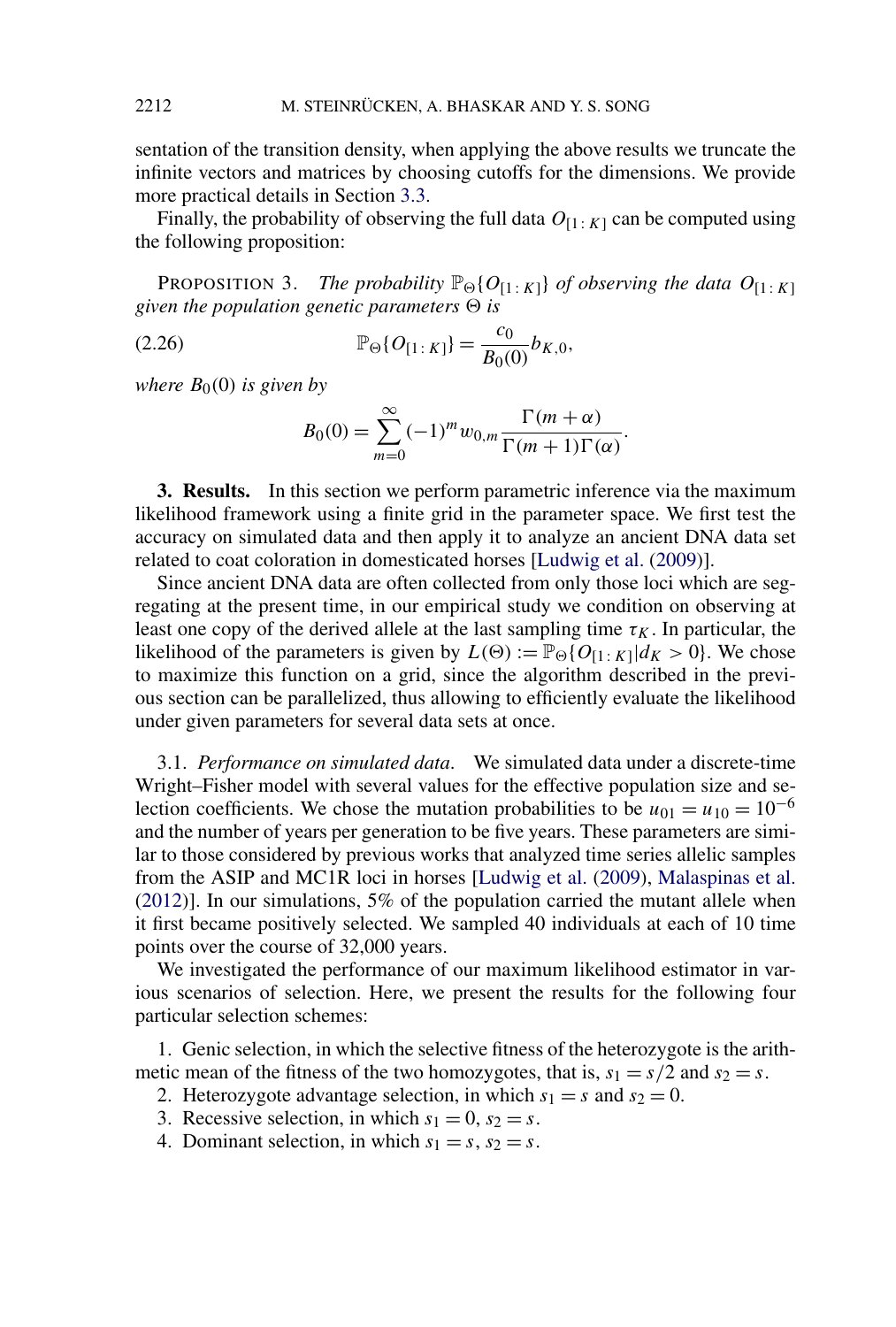sentation of the transition density, when applying the above results we truncate the infinite vectors and matrices by choosing cutoffs for the dimensions. We provide more practical details in Section 3.3.

Finally, the probability of observing the full data $O_{[1:K]}$ can be computed using the following proposition:

PROPOSITION 3. *The probability* $\mathbb{P}_\Theta\{O_{[1:K]}\}$ *of observing the data* $O_{[1:K]}$ *given the population genetic parameters* $\Theta$ *is*

$$\mathbb{P}_\Theta\{O_{[1:K]}\} = \frac{c_0}{B_0(0)} b_{K,0}, \tag{2.26}$$

*where* $B_0(0)$ *is given by*

$$B_0(0) = \sum_{m=0}^{\infty} (-1)^m w_{0,m} \frac{\Gamma(m+\alpha)}{\Gamma(m+1)\Gamma(\alpha)}.$$

## 3. Results.

In this section we perform parametric inference via the maximum likelihood framework using a finite grid in the parameter space. We first test the accuracy on simulated data and then apply it to analyze an ancient DNA data set related to coat coloration in domesticated horses [Ludwig et al. (2009)].

Since ancient DNA data are often collected from only those loci which are segregating at the present time, in our empirical study we condition on observing at least one copy of the derived allele at the last sampling time $\tau_K$. In particular, the likelihood of the parameters is given by $L(\Theta) := \mathbb{P}_\Theta\{O_{[1:K]} | d_K > 0\}$. We chose to maximize this function on a grid, since the algorithm described in the previous section can be parallelized, thus allowing to efficiently evaluate the likelihood under given parameters for several data sets at once.

### 3.1. *Performance on simulated data*.

We simulated data under a discrete-time Wright–Fisher model with several values for the effective population size and selection coefficients. We chose the mutation probabilities to be $u_{01} = u_{10} = 10^{-6}$ and the number of years per generation to be five years. These parameters are similar to those considered by previous works that analyzed time series allelic samples from the ASIP and MC1R loci in horses [Ludwig et al. (2009), Malaspinas et al. (2012)]. In our simulations, 5% of the population carried the mutant allele when it first became positively selected. We sampled 40 individuals at each of 10 time points over the course of 32,000 years.

We investigated the performance of our maximum likelihood estimator in various scenarios of selection. Here, we present the results for the following four particular selection schemes:

1. Genic selection, in which the selective fitness of the heterozygote is the arithmetic mean of the fitness of the two homozygotes, that is, $s_1 = s/2$ and $s_2 = s$.
2. Heterozygote advantage selection, in which $s_1 = s$ and $s_2 = 0$.
3. Recessive selection, in which $s_1 = 0$, $s_2 = s$.
4. Dominant selection, in which $s_1 = s$, $s_2 = s$.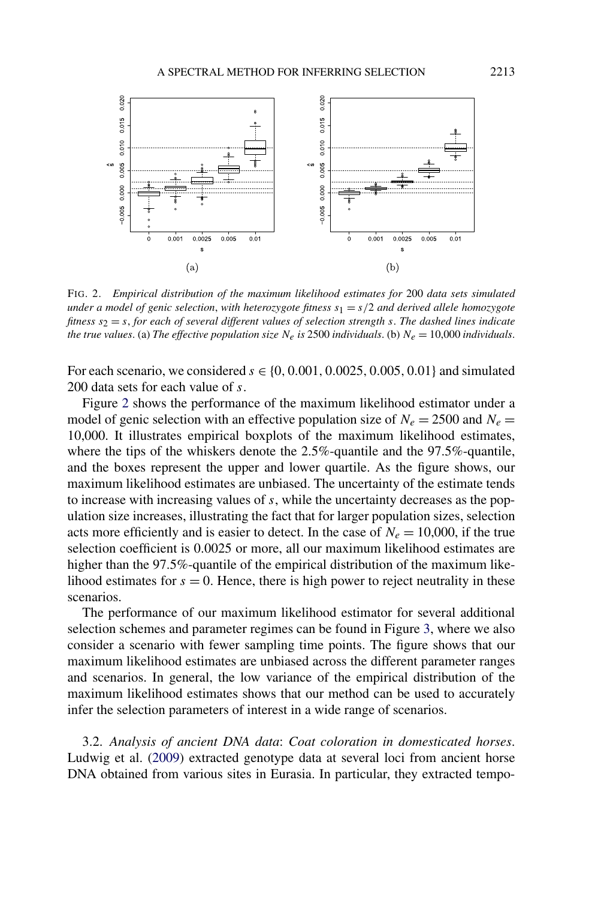FIG. 2. *Empirical distribution of the maximum likelihood estimates for* 200 *data sets simulated under a model of genic selection, with heterozygote fitness* $s_1 = s/2$ *and derived allele homozygote fitness* $s_2 = s$, *for each of several different values of selection strength* $s$. *The dashed lines indicate the true values*. (a) *The effective population size* $N_e$ *is* 2500 *individuals*. (b) $N_e = 10{,}000$ *individuals*.

For each scenario, we considered $s \in \{0, 0.001, 0.0025, 0.005, 0.01\}$ and simulated 200 data sets for each value of $s$.

Figure 2 shows the performance of the maximum likelihood estimator under a model of genic selection with an effective population size of $N_e = 2500$ and $N_e = 10{,}000$. It illustrates empirical boxplots of the maximum likelihood estimates, where the tips of the whiskers denote the 2.5%-quantile and the 97.5%-quantile, and the boxes represent the upper and lower quartile. As the figure shows, our maximum likelihood estimates are unbiased. The uncertainty of the estimate tends to increase with increasing values of $s$, while the uncertainty decreases as the population size increases, illustrating the fact that for larger population sizes, selection acts more efficiently and is easier to detect. In the case of $N_e = 10{,}000$, if the true selection coefficient is 0.0025 or more, all our maximum likelihood estimates are higher than the 97.5%-quantile of the empirical distribution of the maximum likelihood estimates for $s = 0$. Hence, there is high power to reject neutrality in these scenarios.

The performance of our maximum likelihood estimator for several additional selection schemes and parameter regimes can be found in Figure 3, where we also consider a scenario with fewer sampling time points. The figure shows that our maximum likelihood estimates are unbiased across the different parameter ranges and scenarios. In general, the low variance of the empirical distribution of the maximum likelihood estimates shows that our method can be used to accurately infer the selection parameters of interest in a wide range of scenarios.

3.2. *Analysis of ancient DNA data*: *Coat coloration in domesticated horses*. Ludwig et al. (2009) extracted genotype data at several loci from ancient horse DNA obtained from various sites in Eurasia. In particular, they extracted tempo-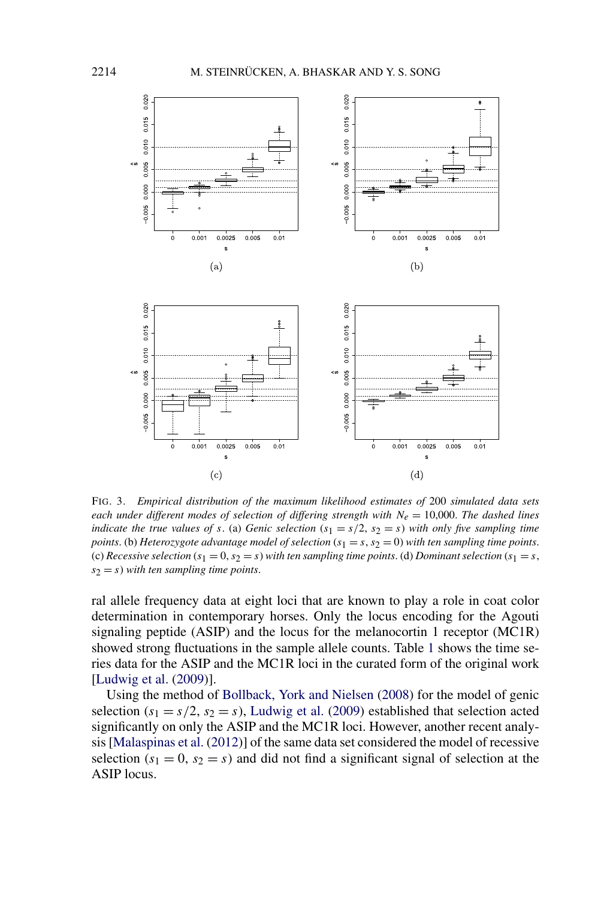FIG. 3. *Empirical distribution of the maximum likelihood estimates of* 200 *simulated data sets each under different modes of selection of differing strength with* $N_e = 10{,}000$. *The dashed lines indicate the true values of* $s$. (a) *Genic selection* ($s_1 = s/2$, $s_2 = s$) *with only five sampling time points*. (b) *Heterozygote advantage model of selection* ($s_1 = s$, $s_2 = 0$) *with ten sampling time points*. (c) *Recessive selection* ($s_1 = 0$, $s_2 = s$) *with ten sampling time points*. (d) *Dominant selection* ($s_1 = s$, $s_2 = s$) *with ten sampling time points*.

ral allele frequency data at eight loci that are known to play a role in coat color determination in contemporary horses. Only the locus encoding for the Agouti signaling peptide (ASIP) and the locus for the melanocortin 1 receptor (MC1R) showed strong fluctuations in the sample allele counts. Table 1 shows the time series data for the ASIP and the MC1R loci in the curated form of the original work [Ludwig et al. (2009)].

Using the method of Bollback, York and Nielsen (2008) for the model of genic selection ($s_1 = s/2$, $s_2 = s$), Ludwig et al. (2009) established that selection acted significantly on only the ASIP and the MC1R loci. However, another recent analysis [Malaspinas et al. (2012)] of the same data set considered the model of recessive selection ($s_1 = 0$, $s_2 = s$) and did not find a significant signal of selection at the ASIP locus.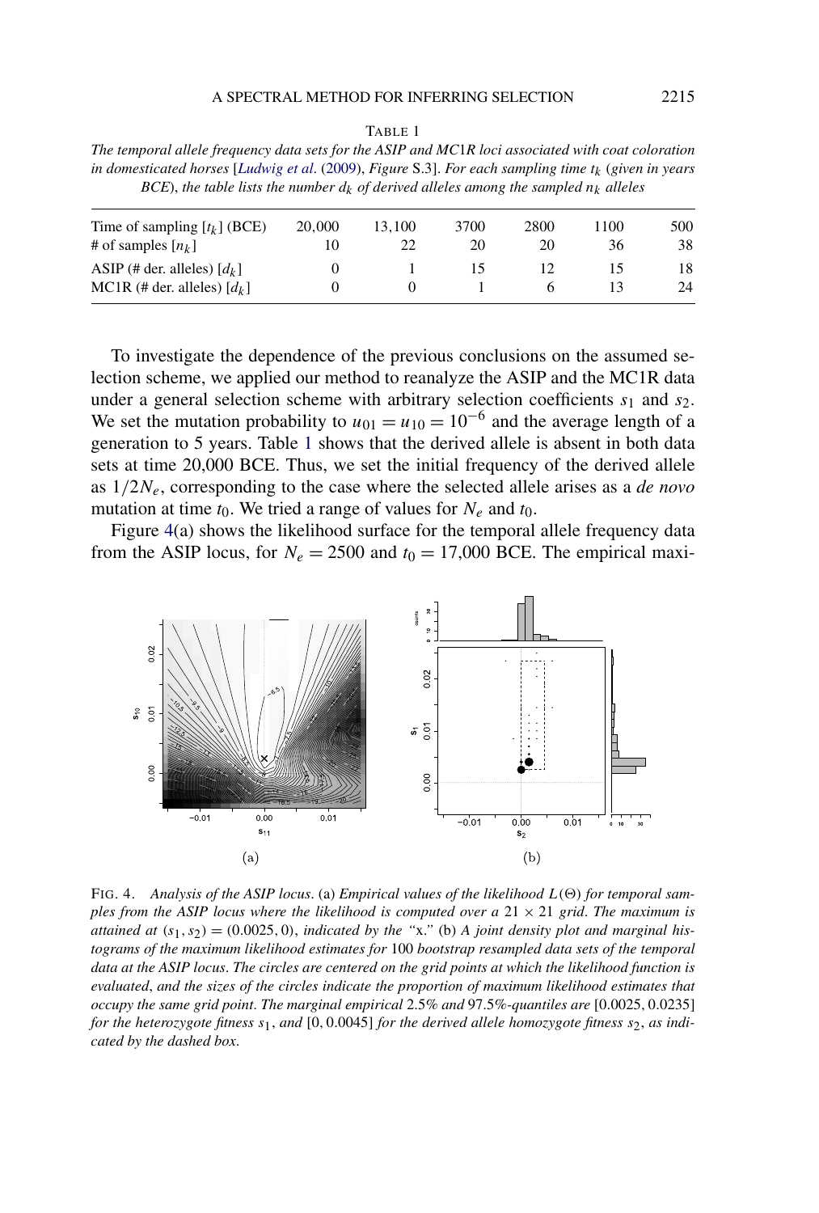TABLE 1

*The temporal allele frequency data sets for the ASIP and MC1R loci associated with coat coloration in domesticated horses [Ludwig et al. (2009), Figure S.3]. For each sampling time $t_k$ (given in years BCE), the table lists the number $d_k$ of derived alleles among the sampled $n_k$ alleles*

| Time of sampling [$t_k$] (BCE) | 20,000 | 13,100 | 3700 | 2800 | 1100 | 500 |
|---|---|---|---|---|---|---|
| # of samples [$n_k$] | 10 | 22 | 20 | 20 | 36 | 38 |
| ASIP (# der. alleles) [$d_k$] | 0 | 1 | 15 | 12 | 15 | 18 |
| MC1R (# der. alleles) [$d_k$] | 0 | 0 | 1 | 6 | 13 | 24 |

To investigate the dependence of the previous conclusions on the assumed selection scheme, we applied our method to reanalyze the ASIP and the MC1R data under a general selection scheme with arbitrary selection coefficients $s_1$ and $s_2$. We set the mutation probability to $u_{01} = u_{10} = 10^{-6}$ and the average length of a generation to 5 years. Table 1 shows that the derived allele is absent in both data sets at time 20,000 BCE. Thus, we set the initial frequency of the derived allele as $1/2N_e$, corresponding to the case where the selected allele arises as a *de novo* mutation at time $t_0$. We tried a range of values for $N_e$ and $t_0$.

Figure 4(a) shows the likelihood surface for the temporal allele frequency data from the ASIP locus, for $N_e = 2500$ and $t_0 = 17{,}000$ BCE. The empirical maxi-

FIG. 4. *Analysis of the ASIP locus*. (a) *Empirical values of the likelihood $L(\Theta)$ for temporal samples from the ASIP locus where the likelihood is computed over a $21 \times 21$ grid. The maximum is attained at $(s_1, s_2) = (0.0025, 0)$, indicated by the "x."* (b) *A joint density plot and marginal histograms of the maximum likelihood estimates for* 100 *bootstrap resampled data sets of the temporal data at the ASIP locus. The circles are centered on the grid points at which the likelihood function is evaluated, and the sizes of the circles indicate the proportion of maximum likelihood estimates that occupy the same grid point. The marginal empirical* 2.5% *and* 97.5%*-quantiles are* [0.0025, 0.0235] *for the heterozygote fitness $s_1$, and* [0, 0.0045] *for the derived allele homozygote fitness $s_2$, as indicated by the dashed box.*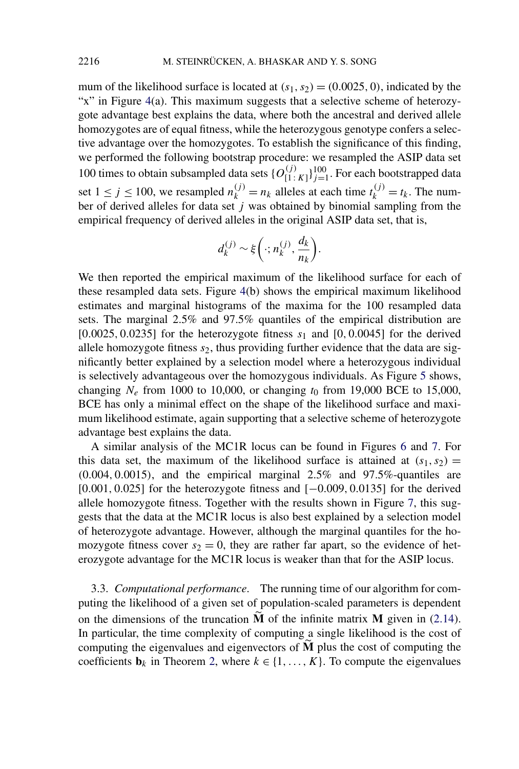mum of the likelihood surface is located at $(s_1, s_2) = (0.0025, 0)$, indicated by the "x" in Figure 4(a). This maximum suggests that a selective scheme of heterozygote advantage best explains the data, where both the ancestral and derived allele homozygotes are of equal fitness, while the heterozygous genotype confers a selective advantage over the homozygotes. To establish the significance of this finding, we performed the following bootstrap procedure: we resampled the ASIP data set 100 times to obtain subsampled data sets $\{O^{(j)}_{[1:K]}\}^{100}_{j=1}$. For each bootstrapped data set $1 \leq j \leq 100$, we resampled $n^{(j)}_k = n_k$ alleles at each time $t^{(j)}_k = t_k$. The number of derived alleles for data set $j$ was obtained by binomial sampling from the empirical frequency of derived alleles in the original ASIP data set, that is,

$$d^{(j)}_k \sim \xi\left(\cdot; n^{(j)}_k, \frac{d_k}{n_k}\right).$$

We then reported the empirical maximum of the likelihood surface for each of these resampled data sets. Figure 4(b) shows the empirical maximum likelihood estimates and marginal histograms of the maxima for the 100 resampled data sets. The marginal 2.5% and 97.5% quantiles of the empirical distribution are $[0.0025, 0.0235]$ for the heterozygote fitness $s_1$ and $[0, 0.0045]$ for the derived allele homozygote fitness $s_2$, thus providing further evidence that the data are significantly better explained by a selection model where a heterozygous individual is selectively advantageous over the homozygous individuals. As Figure 5 shows, changing $N_e$ from 1000 to 10,000, or changing $t_0$ from 19,000 BCE to 15,000, BCE has only a minimal effect on the shape of the likelihood surface and maximum likelihood estimate, again supporting that a selective scheme of heterozygote advantage best explains the data.

A similar analysis of the MC1R locus can be found in Figures 6 and 7. For this data set, the maximum of the likelihood surface is attained at $(s_1, s_2) = (0.004, 0.0015)$, and the empirical marginal 2.5% and 97.5%-quantiles are $[0.001, 0.025]$ for the heterozygote fitness and $[-0.009, 0.0135]$ for the derived allele homozygote fitness. Together with the results shown in Figure 7, this suggests that the data at the MC1R locus is also best explained by a selection model of heterozygote advantage. However, although the marginal quantiles for the homozygote fitness cover $s_2 = 0$, they are rather far apart, so the evidence of heterozygote advantage for the MC1R locus is weaker than that for the ASIP locus.

3.3. *Computational performance*. The running time of our algorithm for computing the likelihood of a given set of population-scaled parameters is dependent on the dimensions of the truncation $\widetilde{\mathbf{M}}$ of the infinite matrix $\mathbf{M}$ given in (2.14). In particular, the time complexity of computing a single likelihood is the cost of computing the eigenvalues and eigenvectors of $\widetilde{\mathbf{M}}$ plus the cost of computing the coefficients $\mathbf{b}_k$ in Theorem 2, where $k \in \{1, \dots, K\}$. To compute the eigenvalues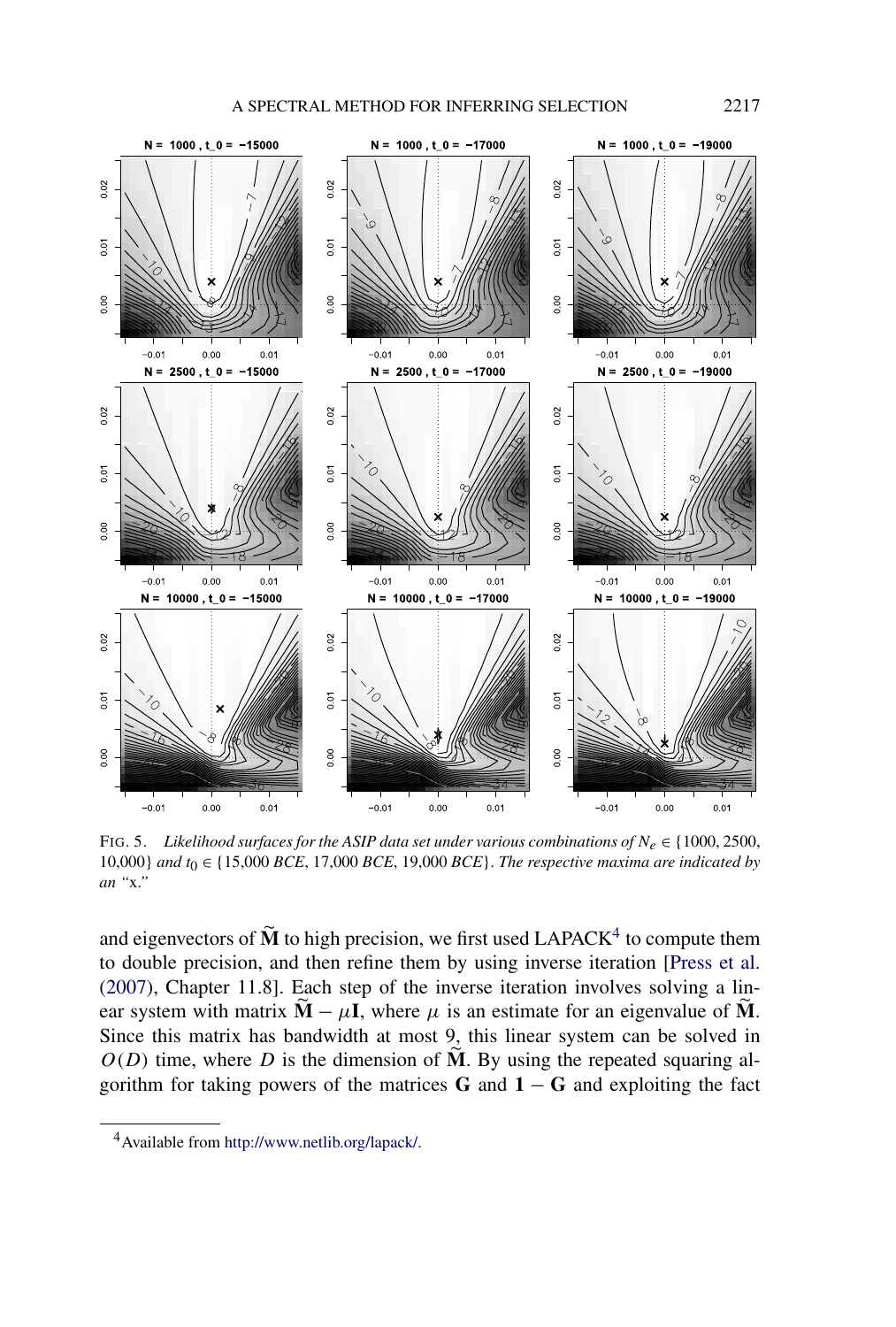FIG. 5. *Likelihood surfaces for the ASIP data set under various combinations of $N_e \in \{1000, 2500, 10{,}000\}$ and $t_0 \in \{15{,}000$ BCE, $17{,}000$ BCE, $19{,}000$ BCE$\}$. The respective maxima are indicated by an "*x*."*

and eigenvectors of $\widetilde{\mathbf{M}}$ to high precision, we first used LAPACK[4] to compute them to double precision, and then refine them by using inverse iteration [Press et al. (2007), Chapter 11.8]. Each step of the inverse iteration involves solving a linear system with matrix $\widetilde{\mathbf{M}} - \mu \mathbf{I}$, where $\mu$ is an estimate for an eigenvalue of $\widetilde{\mathbf{M}}$. Since this matrix has bandwidth at most 9, this linear system can be solved in $O(D)$ time, where $D$ is the dimension of $\widetilde{\mathbf{M}}$. By using the repeated squaring algorithm for taking powers of the matrices $\mathbf{G}$ and $\mathbf{1} - \mathbf{G}$ and exploiting the fact

[4] Available from http://www.netlib.org/lapack/.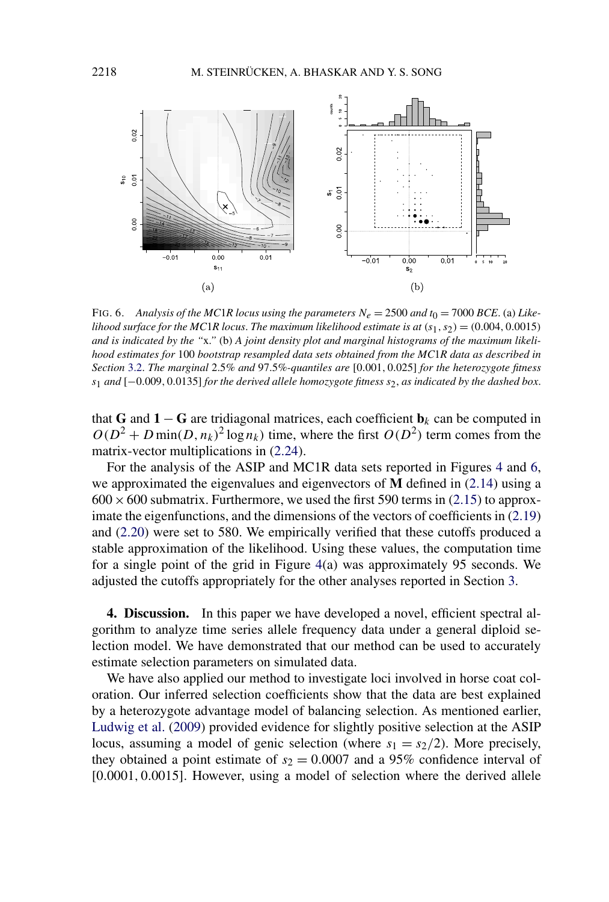FIG. 6. *Analysis of the MC1R locus using the parameters $N_e = 2500$ and $t_0 = 7000$ BCE.* (a) *Likelihood surface for the MC1R locus. The maximum likelihood estimate is at $(s_1, s_2) = (0.004, 0.0015)$ and is indicated by the "x."* (b) *A joint density plot and marginal histograms of the maximum likelihood estimates for* 100 *bootstrap resampled data sets obtained from the MC1R data as described in Section* 3.2. *The marginal* 2.5% *and* 97.5%*-quantiles are* $[0.001, 0.025]$ *for the heterozygote fitness $s_1$ and* $[-0.009, 0.0135]$ *for the derived allele homozygote fitness $s_2$, as indicated by the dashed box.*

that $\mathbf{G}$ and $\mathbf{1} - \mathbf{G}$ are tridiagonal matrices, each coefficient $\mathbf{b}_k$ can be computed in $O(D^2 + D\min(D, n_k)^2 \log n_k)$ time, where the first $O(D^2)$ term comes from the matrix-vector multiplications in (2.24).

For the analysis of the ASIP and MC1R data sets reported in Figures 4 and 6, we approximated the eigenvalues and eigenvectors of $\mathbf{M}$ defined in (2.14) using a $600 \times 600$ submatrix. Furthermore, we used the first 590 terms in (2.15) to approximate the eigenfunctions, and the dimensions of the vectors of coefficients in (2.19) and (2.20) were set to 580. We empirically verified that these cutoffs produced a stable approximation of the likelihood. Using these values, the computation time for a single point of the grid in Figure 4(a) was approximately 95 seconds. We adjusted the cutoffs appropriately for the other analyses reported in Section 3.

**4. Discussion.** In this paper we have developed a novel, efficient spectral algorithm to analyze time series allele frequency data under a general diploid selection model. We have demonstrated that our method can be used to accurately estimate selection parameters on simulated data.

We have also applied our method to investigate loci involved in horse coat coloration. Our inferred selection coefficients show that the data are best explained by a heterozygote advantage model of balancing selection. As mentioned earlier, Ludwig et al. (2009) provided evidence for slightly positive selection at the ASIP locus, assuming a model of genic selection (where $s_1 = s_2/2$). More precisely, they obtained a point estimate of $s_2 = 0.0007$ and a 95% confidence interval of $[0.0001, 0.0015]$. However, using a model of selection where the derived allele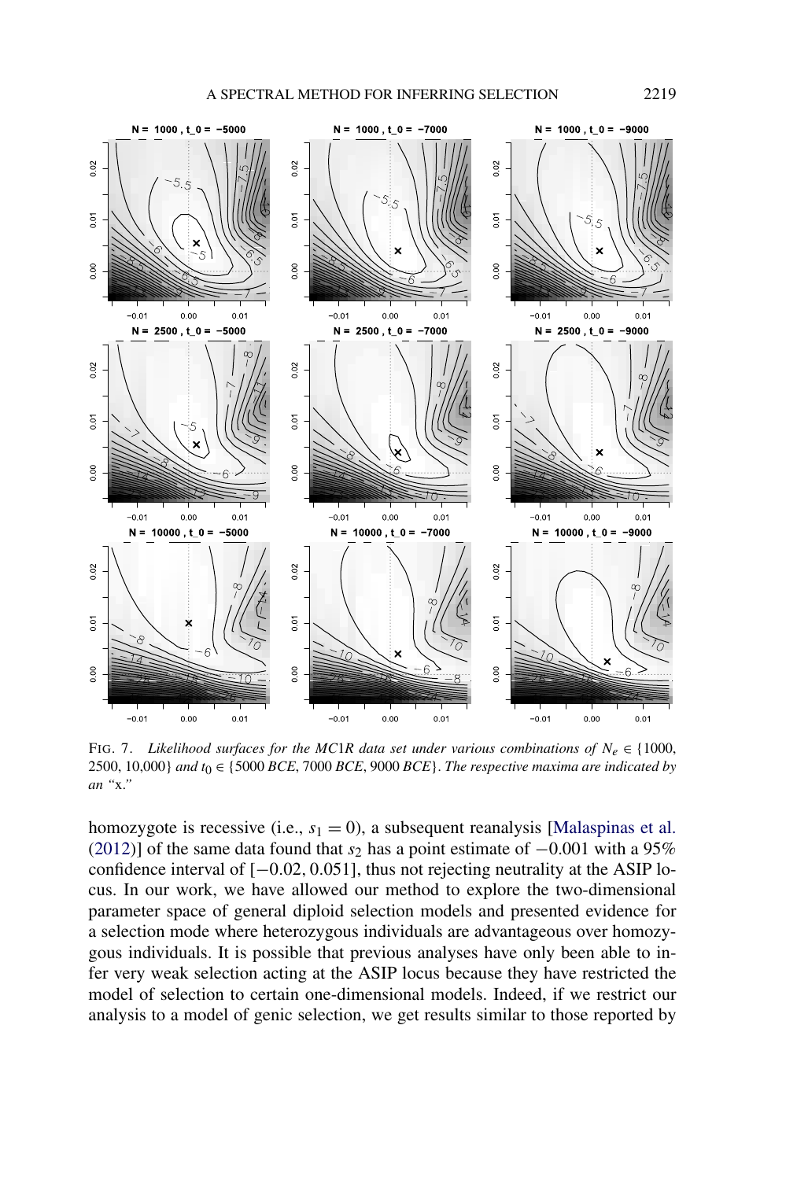FIG. 7. *Likelihood surfaces for the MC1R data set under various combinations of $N_e \in \{1000, 2500, 10{,}000\}$ and $t_0 \in \{5000$ BCE, 7000 BCE, 9000 BCE$\}$. The respective maxima are indicated by an "x."*

homozygote is recessive (i.e., $s_1 = 0$), a subsequent reanalysis [Malaspinas et al. (2012)] of the same data found that $s_2$ has a point estimate of $-0.001$ with a 95% confidence interval of $[-0.02, 0.051]$, thus not rejecting neutrality at the ASIP locus. In our work, we have allowed our method to explore the two-dimensional parameter space of general diploid selection models and presented evidence for a selection mode where heterozygous individuals are advantageous over homozygous individuals. It is possible that previous analyses have only been able to infer very weak selection acting at the ASIP locus because they have restricted the model of selection to certain one-dimensional models. Indeed, if we restrict our analysis to a model of genic selection, we get results similar to those reported by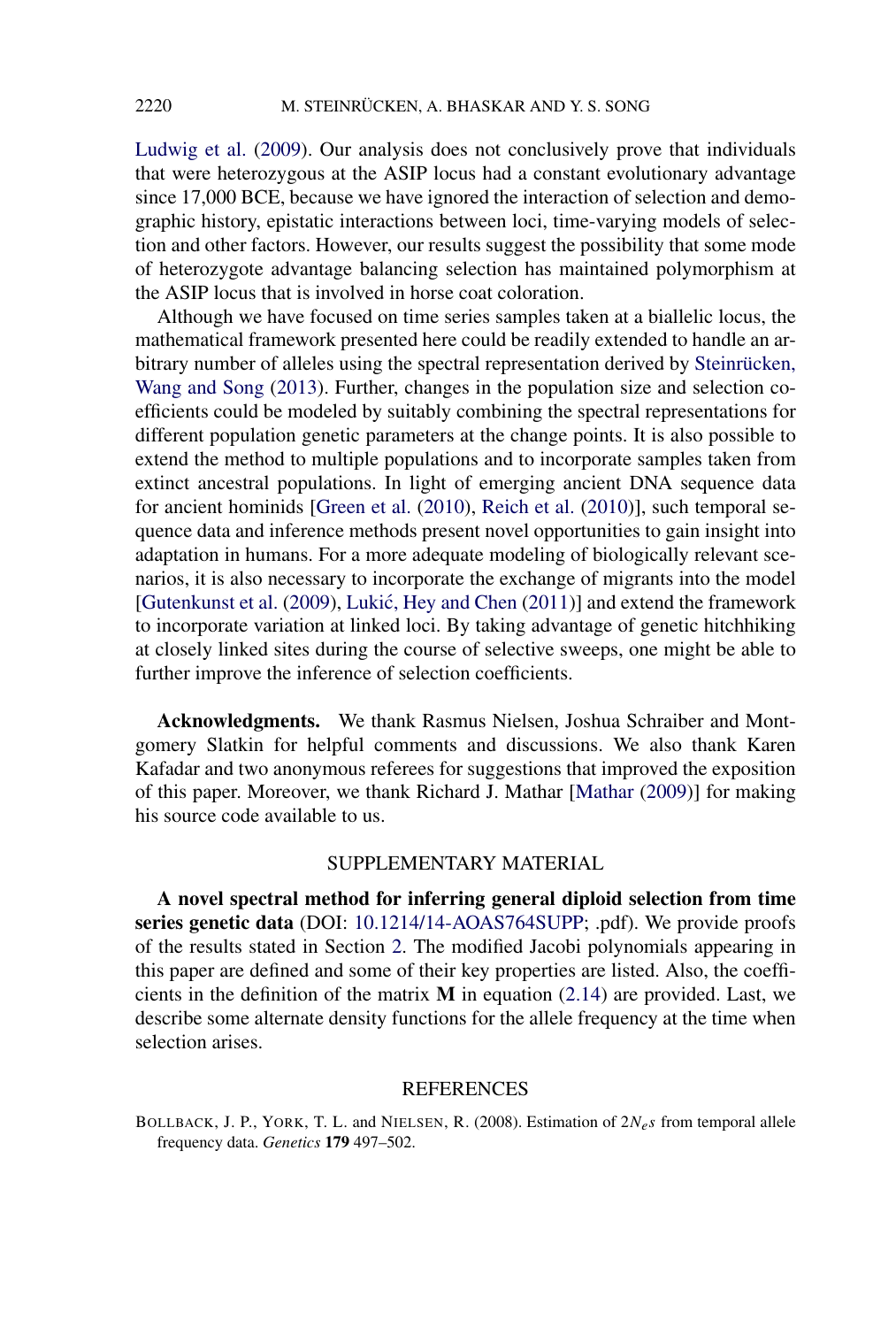Ludwig et al. (2009). Our analysis does not conclusively prove that individuals that were heterozygous at the ASIP locus had a constant evolutionary advantage since 17,000 BCE, because we have ignored the interaction of selection and demographic history, epistatic interactions between loci, time-varying models of selection and other factors. However, our results suggest the possibility that some mode of heterozygote advantage balancing selection has maintained polymorphism at the ASIP locus that is involved in horse coat coloration.

Although we have focused on time series samples taken at a biallelic locus, the mathematical framework presented here could be readily extended to handle an arbitrary number of alleles using the spectral representation derived by Steinrücken, Wang and Song (2013). Further, changes in the population size and selection coefficients could be modeled by suitably combining the spectral representations for different population genetic parameters at the change points. It is also possible to extend the method to multiple populations and to incorporate samples taken from extinct ancestral populations. In light of emerging ancient DNA sequence data for ancient hominids [Green et al. (2010), Reich et al. (2010)], such temporal sequence data and inference methods present novel opportunities to gain insight into adaptation in humans. For a more adequate modeling of biologically relevant scenarios, it is also necessary to incorporate the exchange of migrants into the model [Gutenkunst et al. (2009), Lukić, Hey and Chen (2011)] and extend the framework to incorporate variation at linked loci. By taking advantage of genetic hitchhiking at closely linked sites during the course of selective sweeps, one might be able to further improve the inference of selection coefficients.

**Acknowledgments.** We thank Rasmus Nielsen, Joshua Schraiber and Montgomery Slatkin for helpful comments and discussions. We also thank Karen Kafadar and two anonymous referees for suggestions that improved the exposition of this paper. Moreover, we thank Richard J. Mathar [Mathar (2009)] for making his source code available to us.

## SUPPLEMENTARY MATERIAL

**A novel spectral method for inferring general diploid selection from time series genetic data** (DOI: 10.1214/14-AOAS764SUPP; .pdf). We provide proofs of the results stated in Section 2. The modified Jacobi polynomials appearing in this paper are defined and some of their key properties are listed. Also, the coefficients in the definition of the matrix $\mathbf{M}$ in equation (2.14) are provided. Last, we describe some alternate density functions for the allele frequency at the time when selection arises.

## REFERENCES

BOLLBACK, J. P., YORK, T. L. and NIELSEN, R. (2008). Estimation of $2N_e s$ from temporal allele frequency data. *Genetics* **179** 497–502.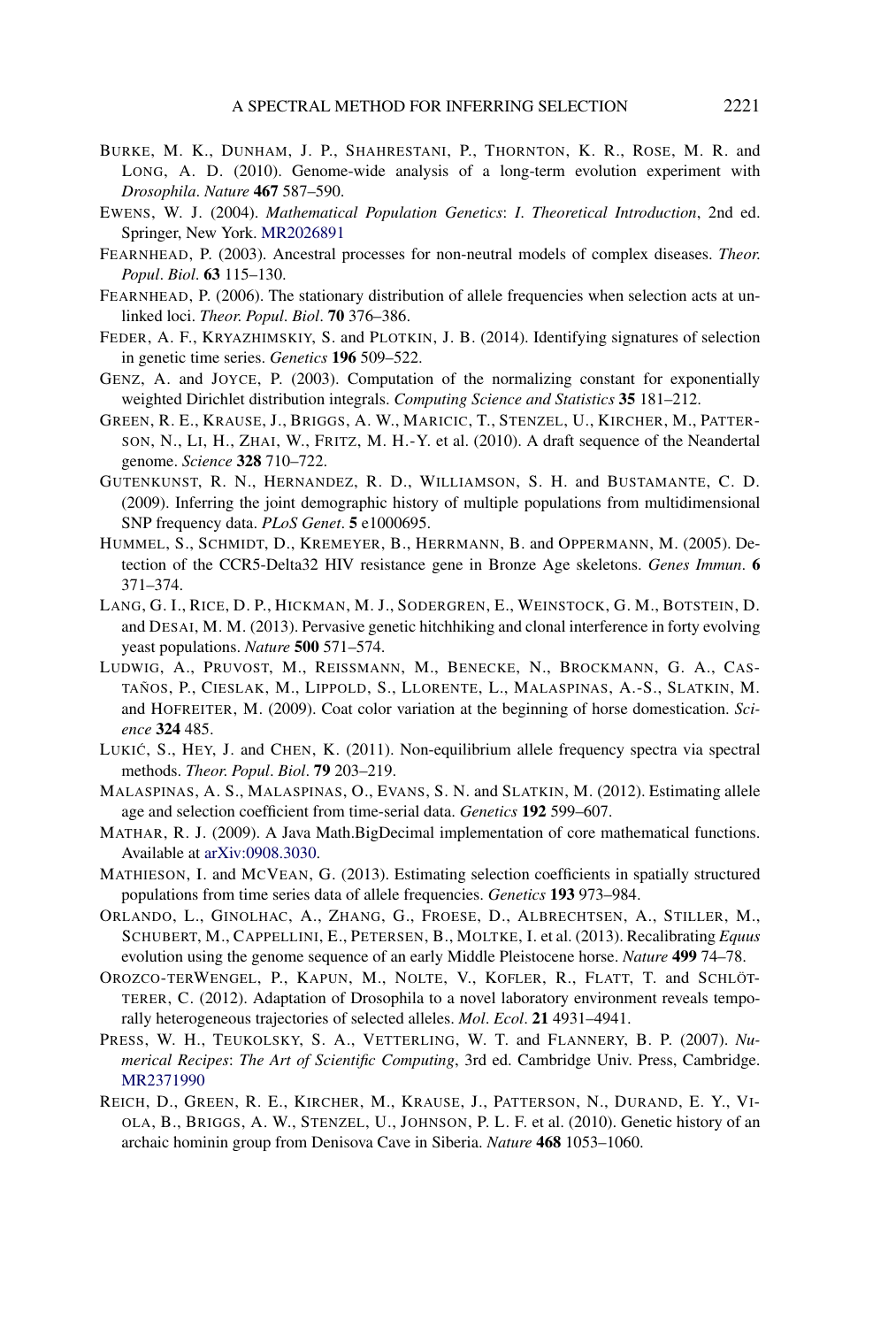BURKE, M. K., DUNHAM, J. P., SHAHRESTANI, P., THORNTON, K. R., ROSE, M. R. and LONG, A. D. (2010). Genome-wide analysis of a long-term evolution experiment with *Drosophila*. *Nature* **467** 587–590.

EWENS, W. J. (2004). *Mathematical Population Genetics*: *I*. *Theoretical Introduction*, 2nd ed. Springer, New York. MR2026891

FEARNHEAD, P. (2003). Ancestral processes for non-neutral models of complex diseases. *Theor. Popul*. *Biol*. **63** 115–130.

FEARNHEAD, P. (2006). The stationary distribution of allele frequencies when selection acts at unlinked loci. *Theor. Popul*. *Biol*. **70** 376–386.

FEDER, A. F., KRYAZHIMSKIY, S. and PLOTKIN, J. B. (2014). Identifying signatures of selection in genetic time series. *Genetics* **196** 509–522.

GENZ, A. and JOYCE, P. (2003). Computation of the normalizing constant for exponentially weighted Dirichlet distribution integrals. *Computing Science and Statistics* **35** 181–212.

GREEN, R. E., KRAUSE, J., BRIGGS, A. W., MARICIC, T., STENZEL, U., KIRCHER, M., PATTERSON, N., LI, H., ZHAI, W., FRITZ, M. H.-Y. et al. (2010). A draft sequence of the Neandertal genome. *Science* **328** 710–722.

GUTENKUNST, R. N., HERNANDEZ, R. D., WILLIAMSON, S. H. and BUSTAMANTE, C. D. (2009). Inferring the joint demographic history of multiple populations from multidimensional SNP frequency data. *PLoS Genet*. **5** e1000695.

HUMMEL, S., SCHMIDT, D., KREMEYER, B., HERRMANN, B. and OPPERMANN, M. (2005). Detection of the CCR5-Delta32 HIV resistance gene in Bronze Age skeletons. *Genes Immun*. **6** 371–374.

LANG, G. I., RICE, D. P., HICKMAN, M. J., SODERGREN, E., WEINSTOCK, G. M., BOTSTEIN, D. and DESAI, M. M. (2013). Pervasive genetic hitchhiking and clonal interference in forty evolving yeast populations. *Nature* **500** 571–574.

LUDWIG, A., PRUVOST, M., REISSMANN, M., BENECKE, N., BROCKMANN, G. A., CASTAÑOS, P., CIESLAK, M., LIPPOLD, S., LLORENTE, L., MALASPINAS, A.-S., SLATKIN, M. and HOFREITER, M. (2009). Coat color variation at the beginning of horse domestication. *Science* **324** 485.

LUKIĆ, S., HEY, J. and CHEN, K. (2011). Non-equilibrium allele frequency spectra via spectral methods. *Theor. Popul*. *Biol*. **79** 203–219.

MALASPINAS, A. S., MALASPINAS, O., EVANS, S. N. and SLATKIN, M. (2012). Estimating allele age and selection coefficient from time-serial data. *Genetics* **192** 599–607.

MATHAR, R. J. (2009). A Java Math.BigDecimal implementation of core mathematical functions. Available at arXiv:0908.3030.

MATHIESON, I. and MCVEAN, G. (2013). Estimating selection coefficients in spatially structured populations from time series data of allele frequencies. *Genetics* **193** 973–984.

ORLANDO, L., GINOLHAC, A., ZHANG, G., FROESE, D., ALBRECHTSEN, A., STILLER, M., SCHUBERT, M., CAPPELLINI, E., PETERSEN, B., MOLTKE, I. et al. (2013). Recalibrating *Equus* evolution using the genome sequence of an early Middle Pleistocene horse. *Nature* **499** 74–78.

OROZCO-TERWENGEL, P., KAPUN, M., NOLTE, V., KOFLER, R., FLATT, T. and SCHLÖTTERER, C. (2012). Adaptation of Drosophila to a novel laboratory environment reveals temporally heterogeneous trajectories of selected alleles. *Mol*. *Ecol*. **21** 4931–4941.

PRESS, W. H., TEUKOLSKY, S. A., VETTERLING, W. T. and FLANNERY, B. P. (2007). *Numerical Recipes*: *The Art of Scientific Computing*, 3rd ed. Cambridge Univ. Press, Cambridge. MR2371990

REICH, D., GREEN, R. E., KIRCHER, M., KRAUSE, J., PATTERSON, N., DURAND, E. Y., VIOLA, B., BRIGGS, A. W., STENZEL, U., JOHNSON, P. L. F. et al. (2010). Genetic history of an archaic hominin group from Denisova Cave in Siberia. *Nature* **468** 1053–1060.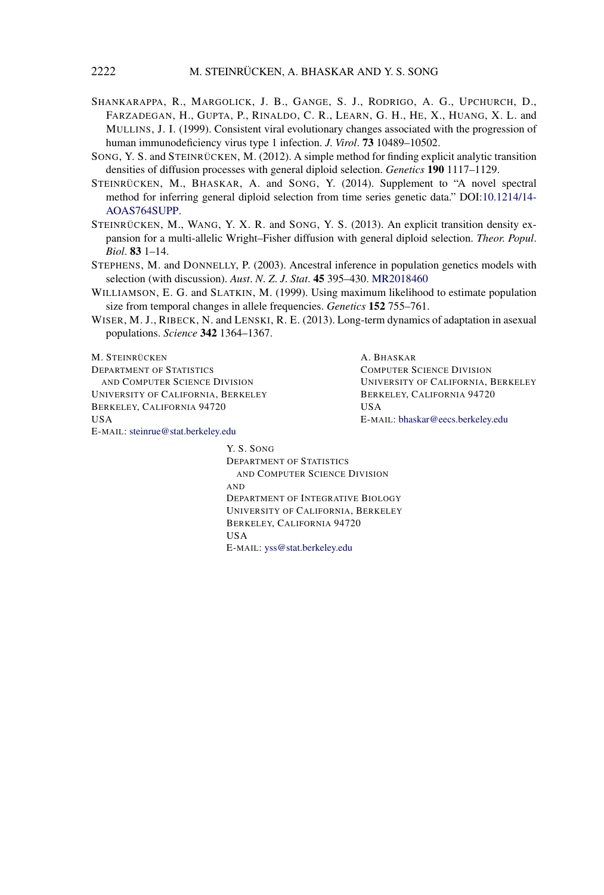SHANKARAPPA, R., MARGOLICK, J. B., GANGE, S. J., RODRIGO, A. G., UPCHURCH, D., FARZADEGAN, H., GUPTA, P., RINALDO, C. R., LEARN, G. H., HE, X., HUANG, X. L. and MULLINS, J. I. (1999). Consistent viral evolutionary changes associated with the progression of human immunodeficiency virus type 1 infection. *J. Virol*. **73** 10489–10502.

SONG, Y. S. and STEINRÜCKEN, M. (2012). A simple method for finding explicit analytic transition densities of diffusion processes with general diploid selection. *Genetics* **190** 1117–1129.

STEINRÜCKEN, M., BHASKAR, A. and SONG, Y. (2014). Supplement to "A novel spectral method for inferring general diploid selection from time series genetic data." DOI:10.1214/14-AOAS764SUPP.

STEINRÜCKEN, M., WANG, Y. X. R. and SONG, Y. S. (2013). An explicit transition density expansion for a multi-allelic Wright–Fisher diffusion with general diploid selection. *Theor. Popul. Biol*. **83** 1–14.

STEPHENS, M. and DONNELLY, P. (2003). Ancestral inference in population genetics models with selection (with discussion). *Aust. N. Z. J. Stat*. **45** 395–430. MR2018460

WILLIAMSON, E. G. and SLATKIN, M. (1999). Using maximum likelihood to estimate population size from temporal changes in allele frequencies. *Genetics* **152** 755–761.

WISER, M. J., RIBECK, N. and LENSKI, R. E. (2013). Long-term dynamics of adaptation in asexual populations. *Science* **342** 1364–1367.

M. STEINRÜCKEN
DEPARTMENT OF STATISTICS
AND COMPUTER SCIENCE DIVISION
UNIVERSITY OF CALIFORNIA, BERKELEY
BERKELEY, CALIFORNIA 94720
USA
E-MAIL: steinrue@stat.berkeley.edu

A. BHASKAR
COMPUTER SCIENCE DIVISION
UNIVERSITY OF CALIFORNIA, BERKELEY
BERKELEY, CALIFORNIA 94720
USA
E-MAIL: bhaskar@eecs.berkeley.edu

Y. S. SONG
DEPARTMENT OF STATISTICS
AND COMPUTER SCIENCE DIVISION
AND
DEPARTMENT OF INTEGRATIVE BIOLOGY
UNIVERSITY OF CALIFORNIA, BERKELEY
BERKELEY, CALIFORNIA 94720
USA
E-MAIL: yss@stat.berkeley.edu